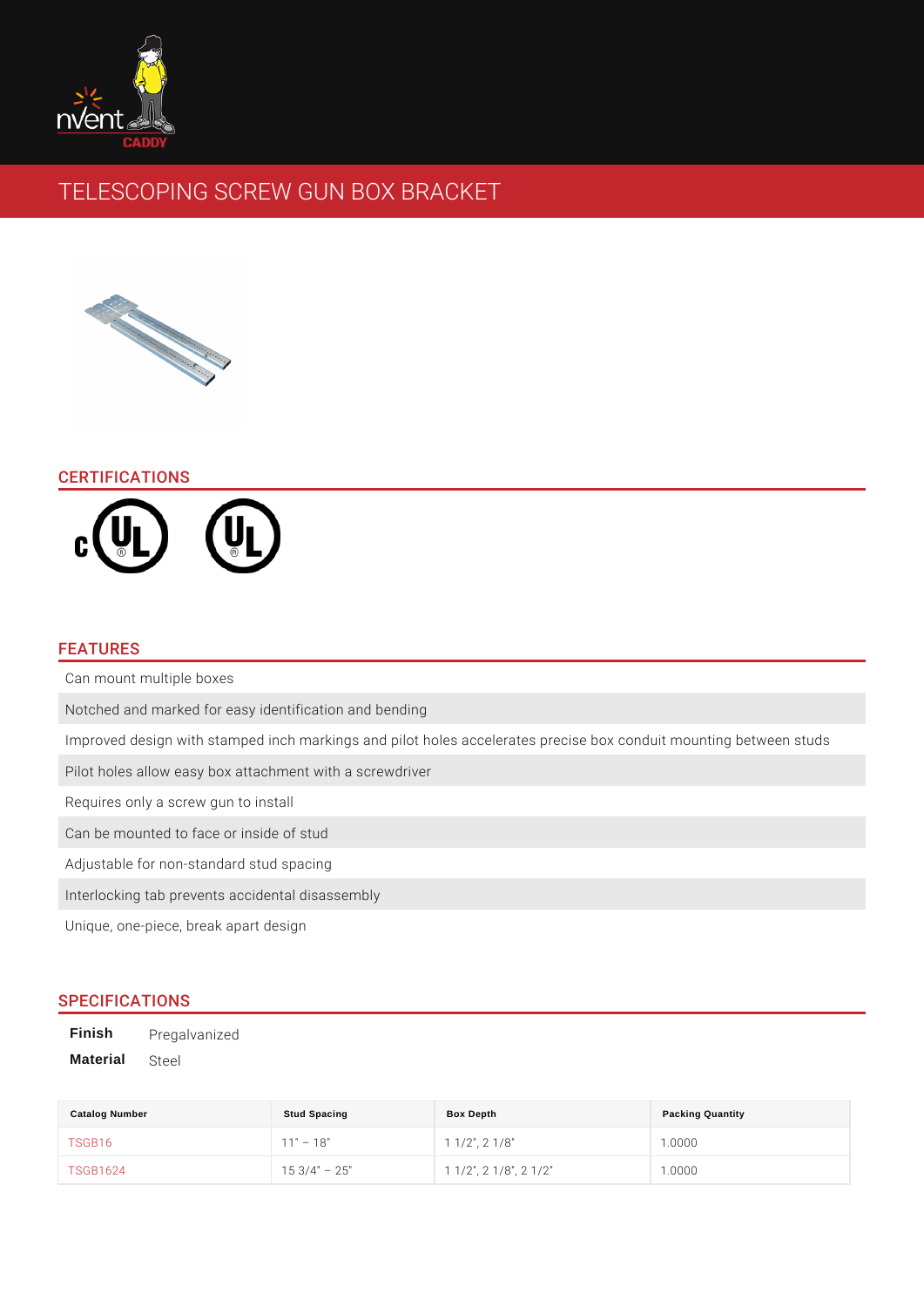# TELESCOPING SCREW GUN BOX BRACKET

## CERTIFICATIONS

## FEATURES

- Can mount multiple boxes
- Notched and marked for easy identification and bending
- Improved design with stamped inch markings and pilot holes accelerates precise box conduit mounting between studs
- Pilot holes allow easy box attachment with a screwdriver
- Requires only a screw gun to install
- Can be mounted to face or inside of stud
- Adjustable for non-standard stud spacing
- Interlocking tab prevents accidental disassembly
- Unique, one-piece, break apart design

## SPECIFICATIONS

**Finish** Pregalvanized

**Material** Steel

| Catalog Number | Stud Spacing | Box Depth | Packing Quantity |
|---|---|---|---|
| TSGB16 | 11" – 18" | 1 1/2", 2 1/8" | 1.0000 |
| TSGB1624 | 15 3/4" – 25" | 1 1/2", 2 1/8", 2 1/2" | 1.0000 |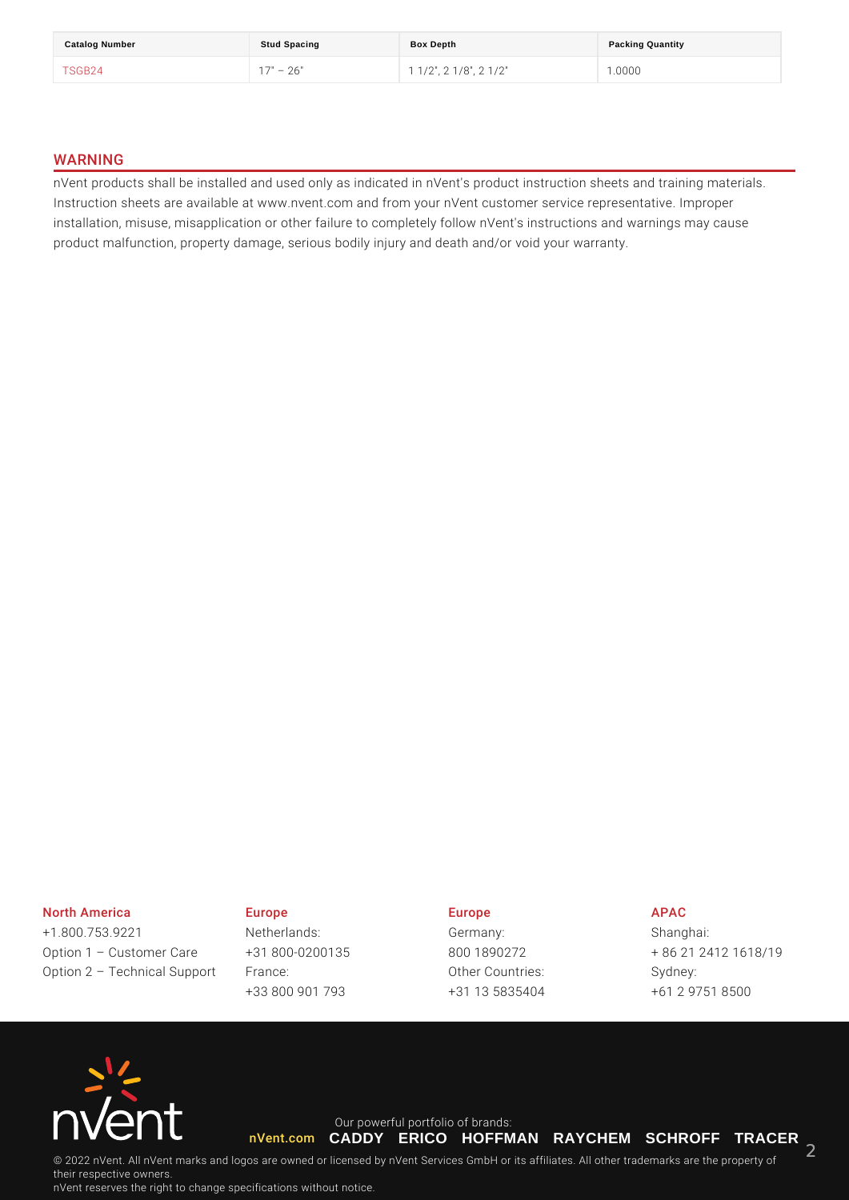| Catalog Number | Stud Spacing | Box Depth | Packing Quantity |
| --- | --- | --- | --- |
| TSGB24 | 17" – 26" | 1 1/2", 2 1/8", 2 1/2" | 1.0000 |

## WARNING

nVent products shall be installed and used only as indicated in nVent's product instruction sheets and training materials. Instruction sheets are available at www.nvent.com and from your nVent customer service representative. Improper installation, misuse, misapplication or other failure to completely follow nVent's instructions and warnings may cause product malfunction, property damage, serious bodily injury and death and/or void your warranty.

**North America**
+1.800.753.9221
Option 1 – Customer Care
Option 2 – Technical Support

**Europe**
Netherlands:
+31 800-0200135
France:
+33 800 901 793

**Europe**
Germany:
800 1890272
Other Countries:
+31 13 5835404

**APAC**
Shanghai:
+ 86 21 2412 1618/19
Sydney:
+61 2 9751 8500

Our powerful portfolio of brands:
nVent.com CADDY ERICO HOFFMAN RAYCHEM SCHROFF TRACER

© 2022 nVent. All nVent marks and logos are owned or licensed by nVent Services GmbH or its affiliates. All other trademarks are the property of their respective owners.
nVent reserves the right to change specifications without notice.